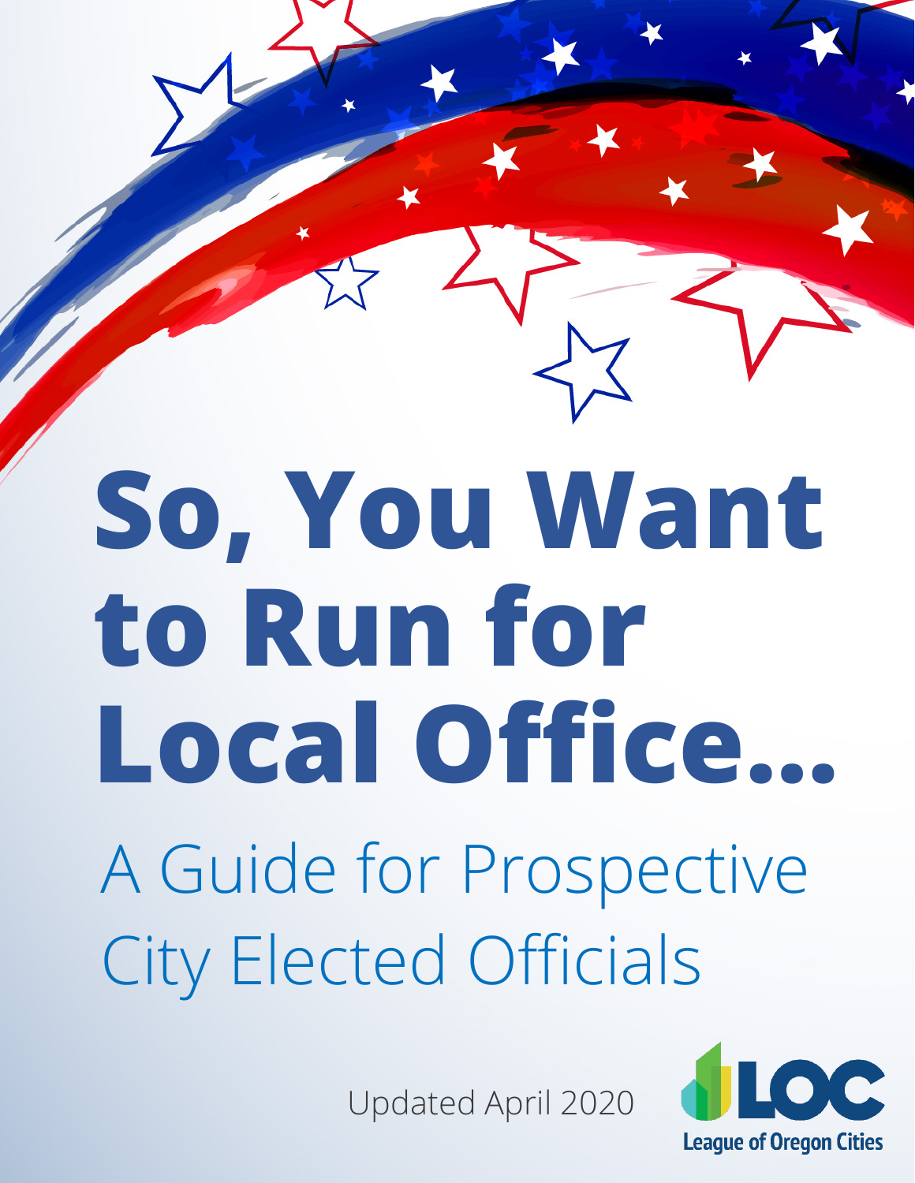# So, You Want to Run for Local Office...

## A Guide for Prospective City Elected Officials

Updated April 2020

LOC
League of Oregon Cities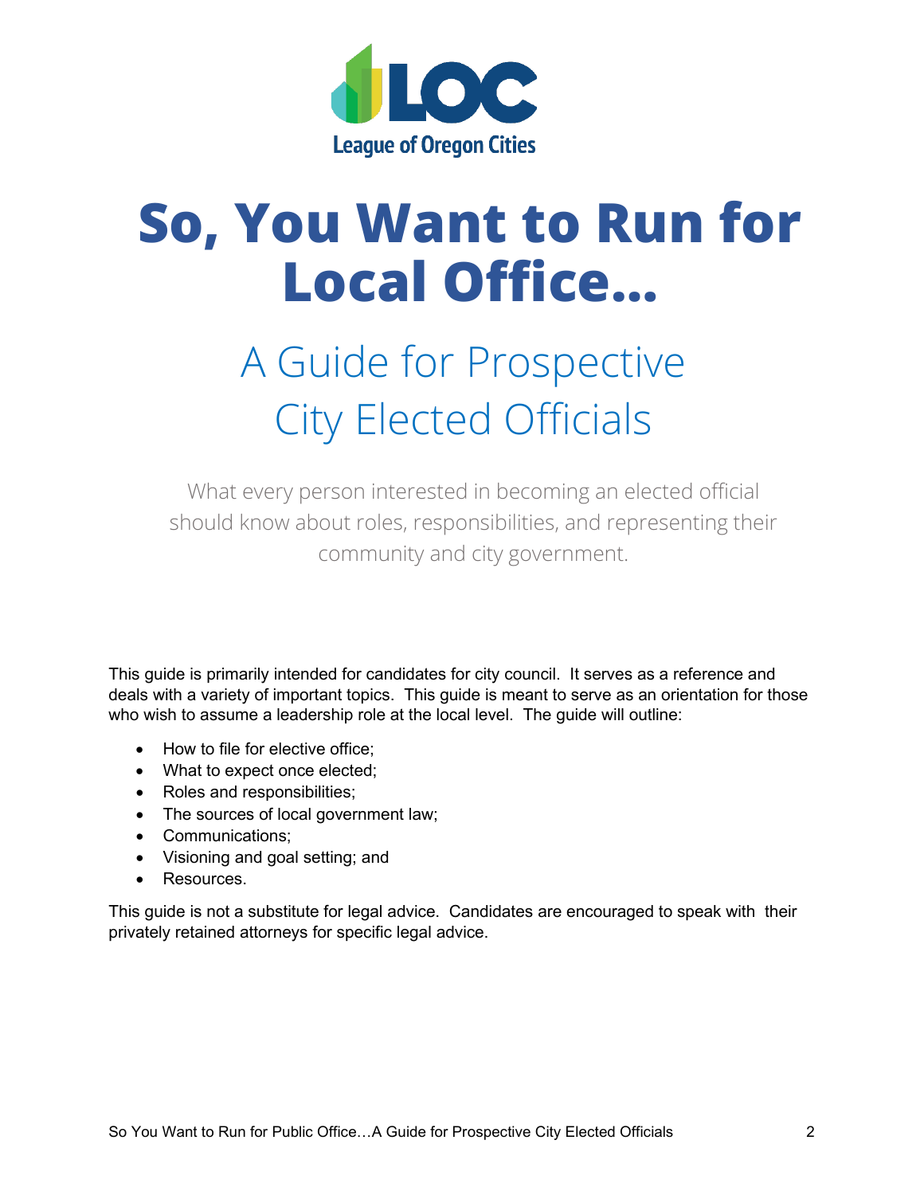League of Oregon Cities

# So, You Want to Run for Local Office…

## A Guide for Prospective City Elected Officials

What every person interested in becoming an elected official should know about roles, responsibilities, and representing their community and city government.

This guide is primarily intended for candidates for city council. It serves as a reference and deals with a variety of important topics. This guide is meant to serve as an orientation for those who wish to assume a leadership role at the local level. The guide will outline:

- How to file for elective office;
- What to expect once elected;
- Roles and responsibilities;
- The sources of local government law;
- Communications;
- Visioning and goal setting; and
- Resources.

This guide is not a substitute for legal advice. Candidates are encouraged to speak with their privately retained attorneys for specific legal advice.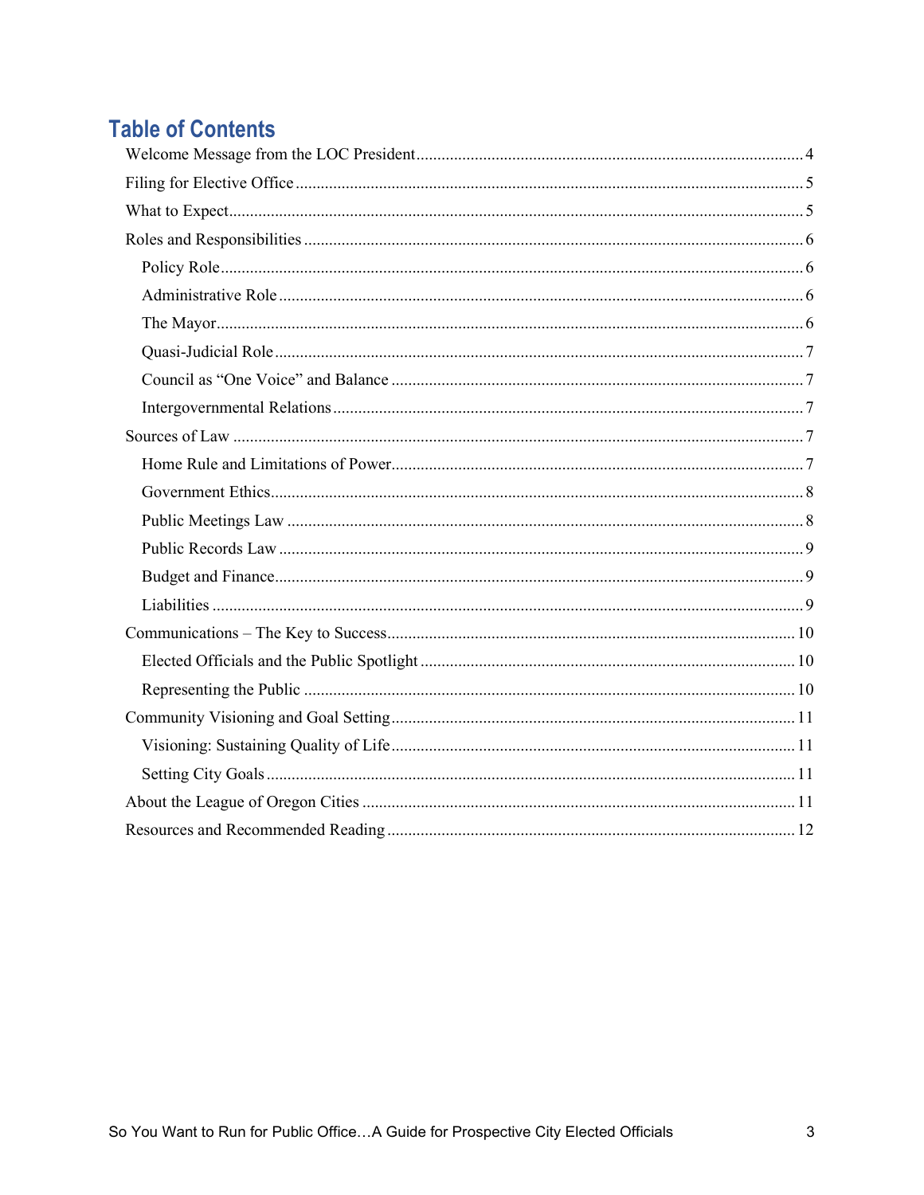## Table of Contents

- Welcome Message from the LOC President ........ 4
- Filing for Elective Office ........ 5
- What to Expect ........ 5
- Roles and Responsibilities ........ 6
  - Policy Role ........ 6
  - Administrative Role ........ 6
  - The Mayor ........ 6
  - Quasi-Judicial Role ........ 7
  - Council as "One Voice" and Balance ........ 7
  - Intergovernmental Relations ........ 7
- Sources of Law ........ 7
  - Home Rule and Limitations of Power ........ 7
  - Government Ethics ........ 8
  - Public Meetings Law ........ 8
  - Public Records Law ........ 9
  - Budget and Finance ........ 9
  - Liabilities ........ 9
- Communications – The Key to Success ........ 10
  - Elected Officials and the Public Spotlight ........ 10
  - Representing the Public ........ 10
- Community Visioning and Goal Setting ........ 11
  - Visioning: Sustaining Quality of Life ........ 11
  - Setting City Goals ........ 11
- About the League of Oregon Cities ........ 11
- Resources and Recommended Reading ........ 12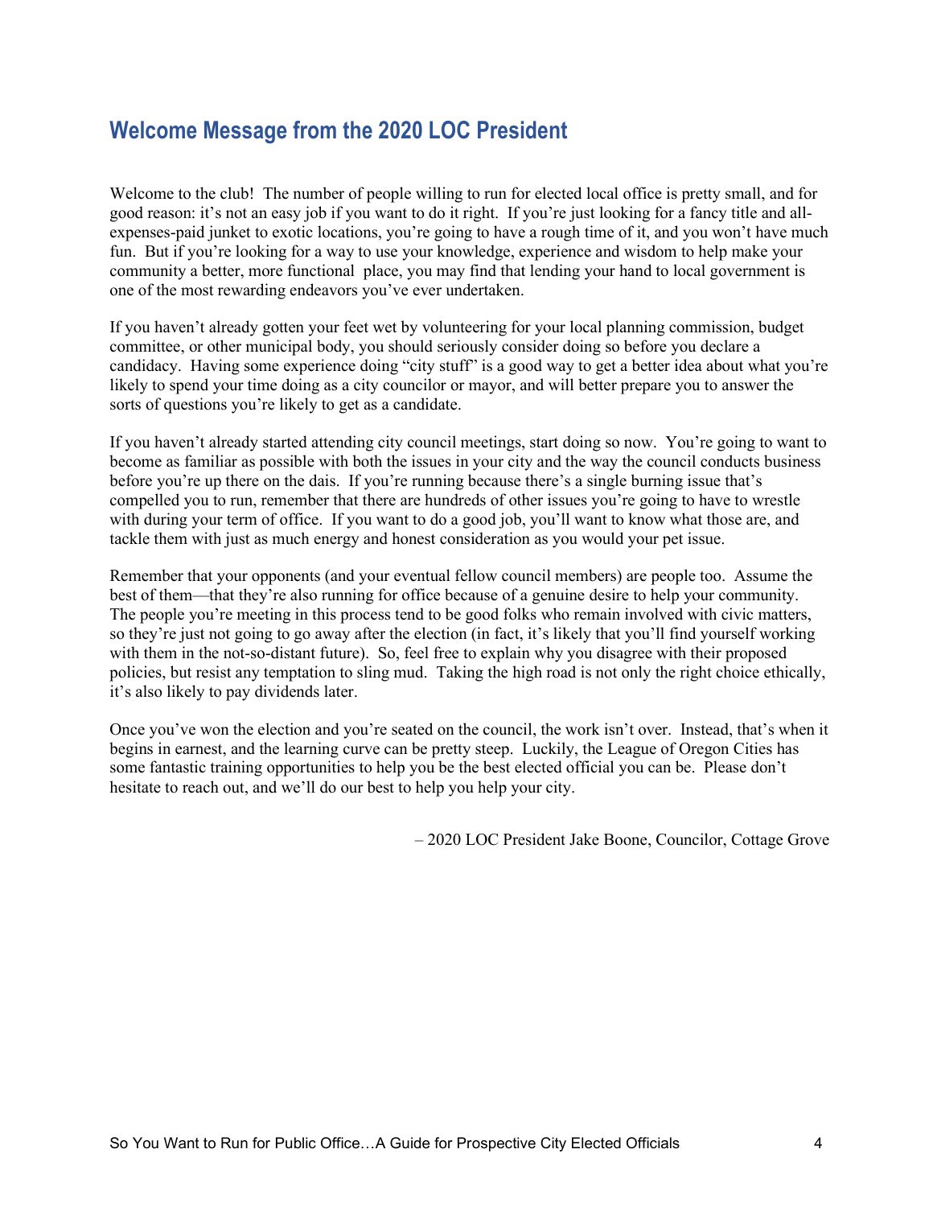## Welcome Message from the 2020 LOC President

Welcome to the club! The number of people willing to run for elected local office is pretty small, and for good reason: it's not an easy job if you want to do it right. If you're just looking for a fancy title and all-expenses-paid junket to exotic locations, you're going to have a rough time of it, and you won't have much fun. But if you're looking for a way to use your knowledge, experience and wisdom to help make your community a better, more functional place, you may find that lending your hand to local government is one of the most rewarding endeavors you've ever undertaken.

If you haven't already gotten your feet wet by volunteering for your local planning commission, budget committee, or other municipal body, you should seriously consider doing so before you declare a candidacy. Having some experience doing "city stuff" is a good way to get a better idea about what you're likely to spend your time doing as a city councilor or mayor, and will better prepare you to answer the sorts of questions you're likely to get as a candidate.

If you haven't already started attending city council meetings, start doing so now. You're going to want to become as familiar as possible with both the issues in your city and the way the council conducts business before you're up there on the dais. If you're running because there's a single burning issue that's compelled you to run, remember that there are hundreds of other issues you're going to have to wrestle with during your term of office. If you want to do a good job, you'll want to know what those are, and tackle them with just as much energy and honest consideration as you would your pet issue.

Remember that your opponents (and your eventual fellow council members) are people too. Assume the best of them—that they're also running for office because of a genuine desire to help your community. The people you're meeting in this process tend to be good folks who remain involved with civic matters, so they're just not going to go away after the election (in fact, it's likely that you'll find yourself working with them in the not-so-distant future). So, feel free to explain why you disagree with their proposed policies, but resist any temptation to sling mud. Taking the high road is not only the right choice ethically, it's also likely to pay dividends later.

Once you've won the election and you're seated on the council, the work isn't over. Instead, that's when it begins in earnest, and the learning curve can be pretty steep. Luckily, the League of Oregon Cities has some fantastic training opportunities to help you be the best elected official you can be. Please don't hesitate to reach out, and we'll do our best to help you help your city.

– 2020 LOC President Jake Boone, Councilor, Cottage Grove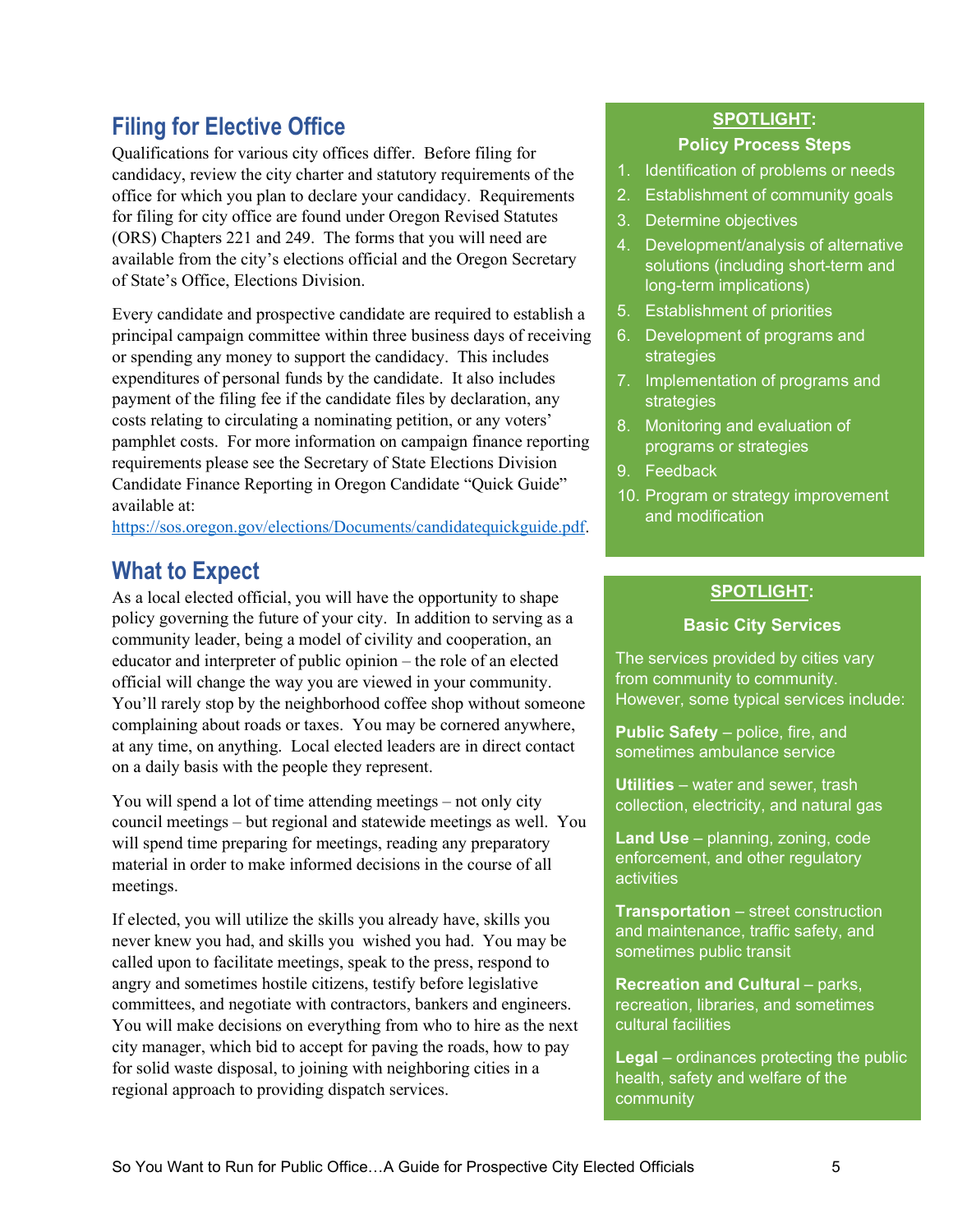## Filing for Elective Office

Qualifications for various city offices differ. Before filing for candidacy, review the city charter and statutory requirements of the office for which you plan to declare your candidacy. Requirements for filing for city office are found under Oregon Revised Statutes (ORS) Chapters 221 and 249. The forms that you will need are available from the city's elections official and the Oregon Secretary of State's Office, Elections Division.

Every candidate and prospective candidate are required to establish a principal campaign committee within three business days of receiving or spending any money to support the candidacy. This includes expenditures of personal funds by the candidate. It also includes payment of the filing fee if the candidate files by declaration, any costs relating to circulating a nominating petition, or any voters' pamphlet costs. For more information on campaign finance reporting requirements please see the Secretary of State Elections Division Candidate Finance Reporting in Oregon Candidate "Quick Guide" available at: https://sos.oregon.gov/elections/Documents/candidatequickguide.pdf.

## What to Expect

As a local elected official, you will have the opportunity to shape policy governing the future of your city. In addition to serving as a community leader, being a model of civility and cooperation, an educator and interpreter of public opinion – the role of an elected official will change the way you are viewed in your community. You'll rarely stop by the neighborhood coffee shop without someone complaining about roads or taxes. You may be cornered anywhere, at any time, on anything. Local elected leaders are in direct contact on a daily basis with the people they represent.

You will spend a lot of time attending meetings – not only city council meetings – but regional and statewide meetings as well. You will spend time preparing for meetings, reading any preparatory material in order to make informed decisions in the course of all meetings.

If elected, you will utilize the skills you already have, skills you never knew you had, and skills you wished you had. You may be called upon to facilitate meetings, speak to the press, respond to angry and sometimes hostile citizens, testify before legislative committees, and negotiate with contractors, bankers and engineers. You will make decisions on everything from who to hire as the next city manager, which bid to accept for paving the roads, how to pay for solid waste disposal, to joining with neighboring cities in a regional approach to providing dispatch services.

### SPOTLIGHT: Policy Process Steps

1. Identification of problems or needs
2. Establishment of community goals
3. Determine objectives
4. Development/analysis of alternative solutions (including short-term and long-term implications)
5. Establishment of priorities
6. Development of programs and strategies
7. Implementation of programs and strategies
8. Monitoring and evaluation of programs or strategies
9. Feedback
10. Program or strategy improvement and modification

### SPOTLIGHT: Basic City Services

The services provided by cities vary from community to community. However, some typical services include:

**Public Safety** – police, fire, and sometimes ambulance service

**Utilities** – water and sewer, trash collection, electricity, and natural gas

**Land Use** – planning, zoning, code enforcement, and other regulatory activities

**Transportation** – street construction and maintenance, traffic safety, and sometimes public transit

**Recreation and Cultural** – parks, recreation, libraries, and sometimes cultural facilities

**Legal** – ordinances protecting the public health, safety and welfare of the community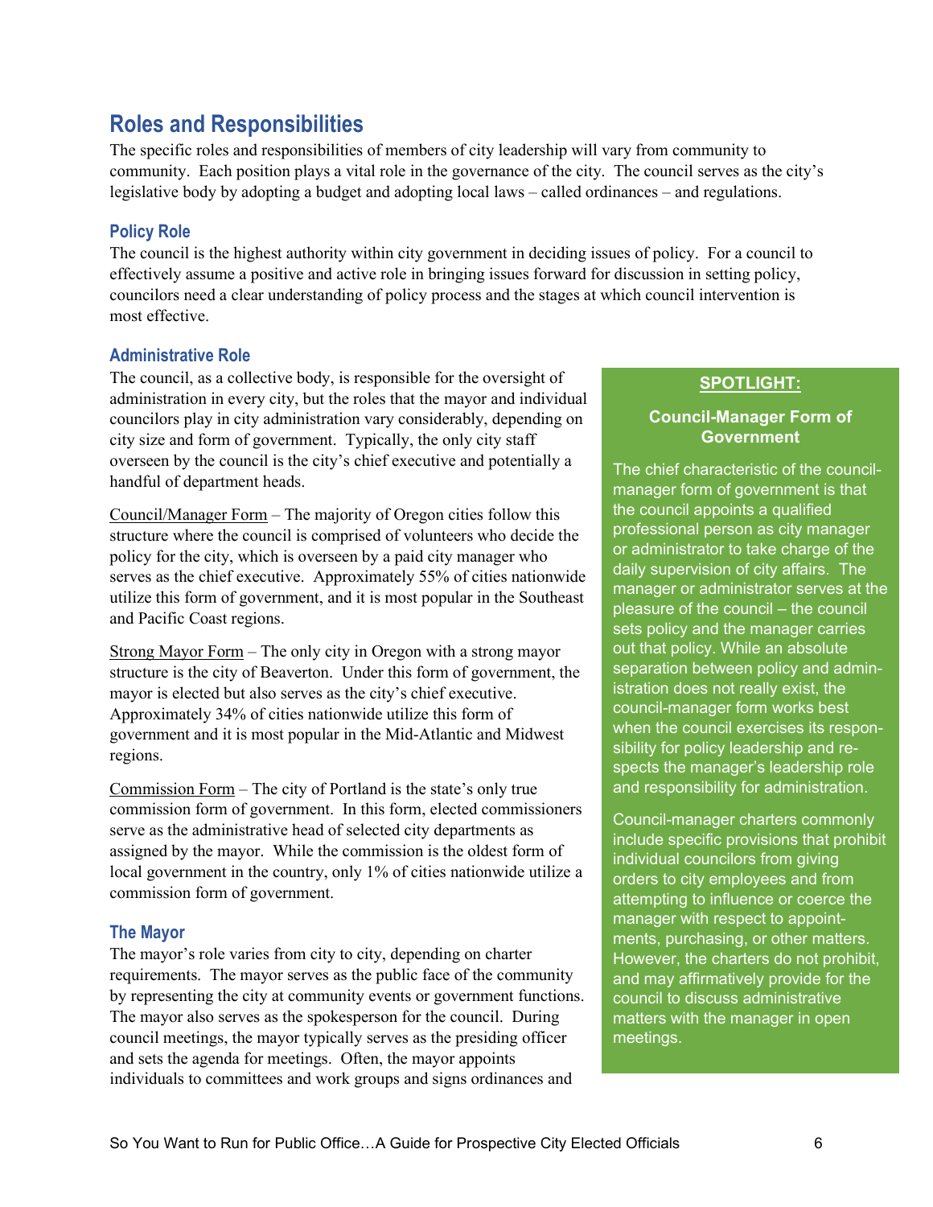## Roles and Responsibilities

The specific roles and responsibilities of members of city leadership will vary from community to community. Each position plays a vital role in the governance of the city. The council serves as the city's legislative body by adopting a budget and adopting local laws – called ordinances – and regulations.

### Policy Role

The council is the highest authority within city government in deciding issues of policy. For a council to effectively assume a positive and active role in bringing issues forward for discussion in setting policy, councilors need a clear understanding of policy process and the stages at which council intervention is most effective.

### Administrative Role

The council, as a collective body, is responsible for the oversight of administration in every city, but the roles that the mayor and individual councilors play in city administration vary considerably, depending on city size and form of government. Typically, the only city staff overseen by the council is the city's chief executive and potentially a handful of department heads.

Council/Manager Form – The majority of Oregon cities follow this structure where the council is comprised of volunteers who decide the policy for the city, which is overseen by a paid city manager who serves as the chief executive. Approximately 55% of cities nationwide utilize this form of government, and it is most popular in the Southeast and Pacific Coast regions.

Strong Mayor Form – The only city in Oregon with a strong mayor structure is the city of Beaverton. Under this form of government, the mayor is elected but also serves as the city's chief executive. Approximately 34% of cities nationwide utilize this form of government and it is most popular in the Mid-Atlantic and Midwest regions.

Commission Form – The city of Portland is the state's only true commission form of government. In this form, elected commissioners serve as the administrative head of selected city departments as assigned by the mayor. While the commission is the oldest form of local government in the country, only 1% of cities nationwide utilize a commission form of government.

> **SPOTLIGHT:**
>
> **Council-Manager Form of Government**
>
> The chief characteristic of the council-manager form of government is that the council appoints a qualified professional person as city manager or administrator to take charge of the daily supervision of city affairs. The manager or administrator serves at the pleasure of the council – the council sets policy and the manager carries out that policy. While an absolute separation between policy and administration does not really exist, the council-manager form works best when the council exercises its responsibility for policy leadership and respects the manager's leadership role and responsibility for administration.
>
> Council-manager charters commonly include specific provisions that prohibit individual councilors from giving orders to city employees and from attempting to influence or coerce the manager with respect to appointments, purchasing, or other matters. However, the charters do not prohibit, and may affirmatively provide for the council to discuss administrative matters with the manager in open meetings.

### The Mayor

The mayor's role varies from city to city, depending on charter requirements. The mayor serves as the public face of the community by representing the city at community events or government functions. The mayor also serves as the spokesperson for the council. During council meetings, the mayor typically serves as the presiding officer and sets the agenda for meetings. Often, the mayor appoints individuals to committees and work groups and signs ordinances and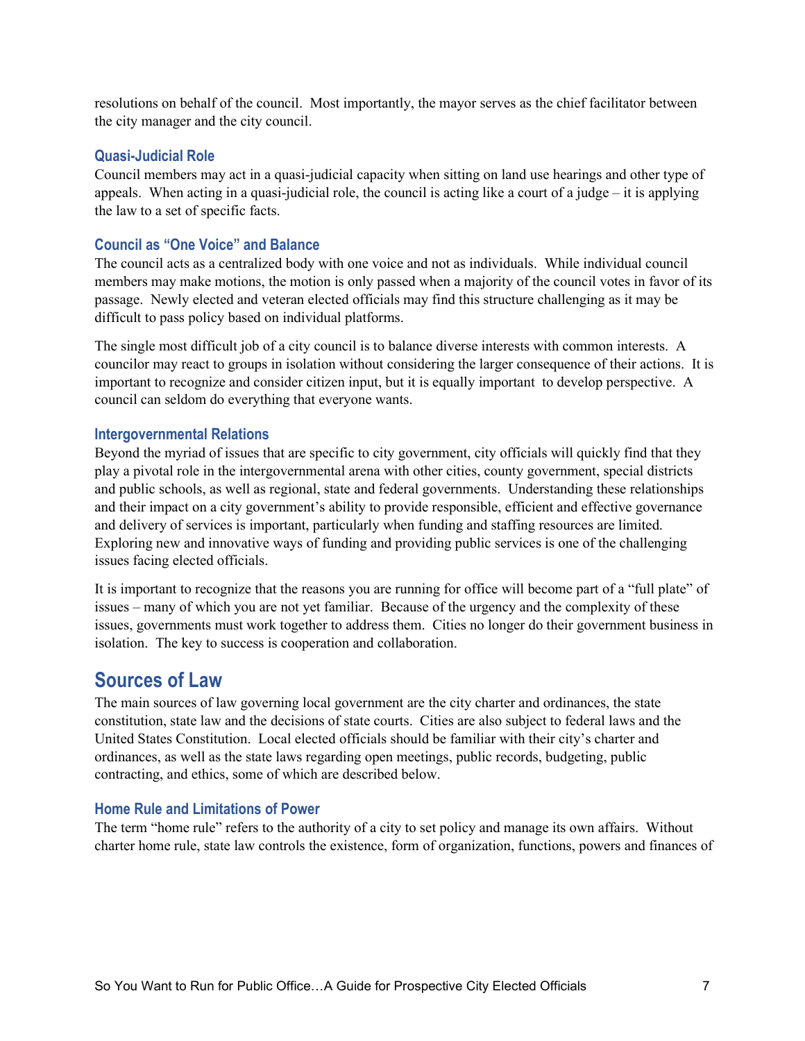resolutions on behalf of the council. Most importantly, the mayor serves as the chief facilitator between the city manager and the city council.

### Quasi-Judicial Role

Council members may act in a quasi-judicial capacity when sitting on land use hearings and other type of appeals. When acting in a quasi-judicial role, the council is acting like a court of a judge – it is applying the law to a set of specific facts.

### Council as "One Voice" and Balance

The council acts as a centralized body with one voice and not as individuals. While individual council members may make motions, the motion is only passed when a majority of the council votes in favor of its passage. Newly elected and veteran elected officials may find this structure challenging as it may be difficult to pass policy based on individual platforms.

The single most difficult job of a city council is to balance diverse interests with common interests. A councilor may react to groups in isolation without considering the larger consequence of their actions. It is important to recognize and consider citizen input, but it is equally important to develop perspective. A council can seldom do everything that everyone wants.

### Intergovernmental Relations

Beyond the myriad of issues that are specific to city government, city officials will quickly find that they play a pivotal role in the intergovernmental arena with other cities, county government, special districts and public schools, as well as regional, state and federal governments. Understanding these relationships and their impact on a city government's ability to provide responsible, efficient and effective governance and delivery of services is important, particularly when funding and staffing resources are limited. Exploring new and innovative ways of funding and providing public services is one of the challenging issues facing elected officials.

It is important to recognize that the reasons you are running for office will become part of a "full plate" of issues – many of which you are not yet familiar. Because of the urgency and the complexity of these issues, governments must work together to address them. Cities no longer do their government business in isolation. The key to success is cooperation and collaboration.

## Sources of Law

The main sources of law governing local government are the city charter and ordinances, the state constitution, state law and the decisions of state courts. Cities are also subject to federal laws and the United States Constitution. Local elected officials should be familiar with their city's charter and ordinances, as well as the state laws regarding open meetings, public records, budgeting, public contracting, and ethics, some of which are described below.

### Home Rule and Limitations of Power

The term "home rule" refers to the authority of a city to set policy and manage its own affairs. Without charter home rule, state law controls the existence, form of organization, functions, powers and finances of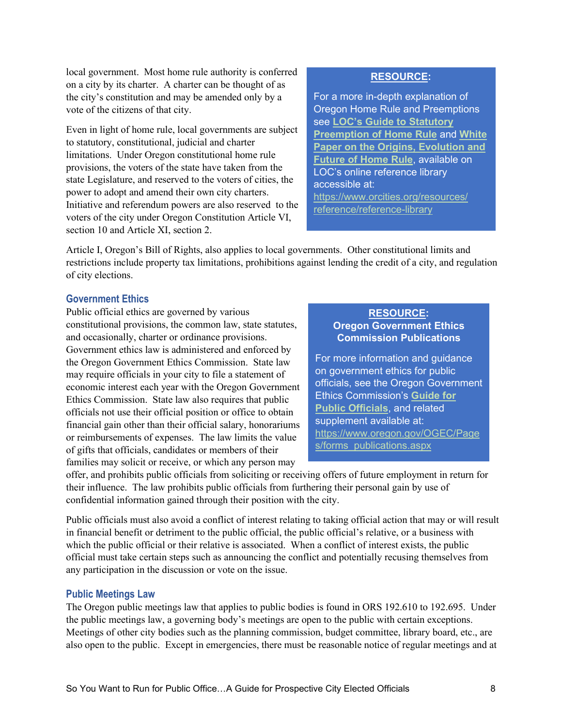local government. Most home rule authority is conferred on a city by its charter. A charter can be thought of as the city's constitution and may be amended only by a vote of the citizens of that city.

Even in light of home rule, local governments are subject to statutory, constitutional, judicial and charter limitations. Under Oregon constitutional home rule provisions, the voters of the state have taken from the state Legislature, and reserved to the voters of cities, the power to adopt and amend their own city charters. Initiative and referendum powers are also reserved to the voters of the city under Oregon Constitution Article VI, section 10 and Article XI, section 2.

> **RESOURCE:**
>
> For a more in-depth explanation of Oregon Home Rule and Preemptions see **LOC's Guide to Statutory Preemption of Home Rule** and **White Paper on the Origins, Evolution and Future of Home Rule**, available on LOC's online reference library accessible at: https://www.orcities.org/resources/reference/reference-library

Article I, Oregon's Bill of Rights, also applies to local governments. Other constitutional limits and restrictions include property tax limitations, prohibitions against lending the credit of a city, and regulation of city elections.

## Government Ethics

Public official ethics are governed by various constitutional provisions, the common law, state statutes, and occasionally, charter or ordinance provisions. Government ethics law is administered and enforced by the Oregon Government Ethics Commission. State law may require officials in your city to file a statement of economic interest each year with the Oregon Government Ethics Commission. State law also requires that public officials not use their official position or office to obtain financial gain other than their official salary, honorariums or reimbursements of expenses. The law limits the value of gifts that officials, candidates or members of their families may solicit or receive, or which any person may offer, and prohibits public officials from soliciting or receiving offers of future employment in return for their influence. The law prohibits public officials from furthering their personal gain by use of confidential information gained through their position with the city.

> **RESOURCE:**
> **Oregon Government Ethics Commission Publications**
>
> For more information and guidance on government ethics for public officials, see the Oregon Government Ethics Commission's **Guide for Public Officials**, and related supplement available at: https://www.oregon.gov/OGEC/Pages/forms_publications.aspx

Public officials must also avoid a conflict of interest relating to taking official action that may or will result in financial benefit or detriment to the public official, the public official's relative, or a business with which the public official or their relative is associated. When a conflict of interest exists, the public official must take certain steps such as announcing the conflict and potentially recusing themselves from any participation in the discussion or vote on the issue.

## Public Meetings Law

The Oregon public meetings law that applies to public bodies is found in ORS 192.610 to 192.695. Under the public meetings law, a governing body's meetings are open to the public with certain exceptions. Meetings of other city bodies such as the planning commission, budget committee, library board, etc., are also open to the public. Except in emergencies, there must be reasonable notice of regular meetings and at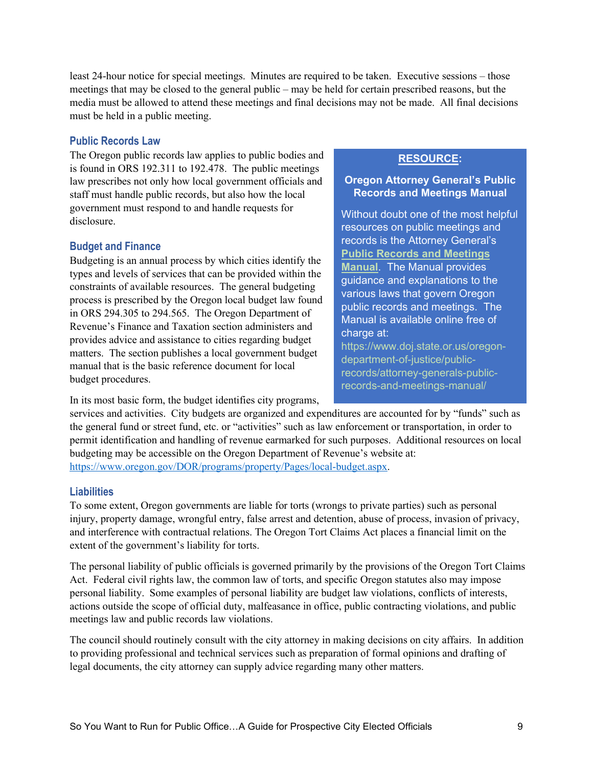least 24-hour notice for special meetings. Minutes are required to be taken. Executive sessions – those meetings that may be closed to the general public – may be held for certain prescribed reasons, but the media must be allowed to attend these meetings and final decisions may not be made. All final decisions must be held in a public meeting.

### Public Records Law

The Oregon public records law applies to public bodies and is found in ORS 192.311 to 192.478. The public meetings law prescribes not only how local government officials and staff must handle public records, but also how the local government must respond to and handle requests for disclosure.

> **RESOURCE:**
>
> **Oregon Attorney General's Public Records and Meetings Manual**
>
> Without doubt one of the most helpful resources on public meetings and records is the Attorney General's **Public Records and Meetings Manual**. The Manual provides guidance and explanations to the various laws that govern Oregon public records and meetings. The Manual is available online free of charge at: https://www.doj.state.or.us/oregon-department-of-justice/public-records/attorney-generals-public-records-and-meetings-manual/

### Budget and Finance

Budgeting is an annual process by which cities identify the types and levels of services that can be provided within the constraints of available resources. The general budgeting process is prescribed by the Oregon local budget law found in ORS 294.305 to 294.565. The Oregon Department of Revenue's Finance and Taxation section administers and provides advice and assistance to cities regarding budget matters. The section publishes a local government budget manual that is the basic reference document for local budget procedures.

In its most basic form, the budget identifies city programs, services and activities. City budgets are organized and expenditures are accounted for by "funds" such as the general fund or street fund, etc. or "activities" such as law enforcement or transportation, in order to permit identification and handling of revenue earmarked for such purposes. Additional resources on local budgeting may be accessible on the Oregon Department of Revenue's website at: https://www.oregon.gov/DOR/programs/property/Pages/local-budget.aspx.

### Liabilities

To some extent, Oregon governments are liable for torts (wrongs to private parties) such as personal injury, property damage, wrongful entry, false arrest and detention, abuse of process, invasion of privacy, and interference with contractual relations. The Oregon Tort Claims Act places a financial limit on the extent of the government's liability for torts.

The personal liability of public officials is governed primarily by the provisions of the Oregon Tort Claims Act. Federal civil rights law, the common law of torts, and specific Oregon statutes also may impose personal liability. Some examples of personal liability are budget law violations, conflicts of interests, actions outside the scope of official duty, malfeasance in office, public contracting violations, and public meetings law and public records law violations.

The council should routinely consult with the city attorney in making decisions on city affairs. In addition to providing professional and technical services such as preparation of formal opinions and drafting of legal documents, the city attorney can supply advice regarding many other matters.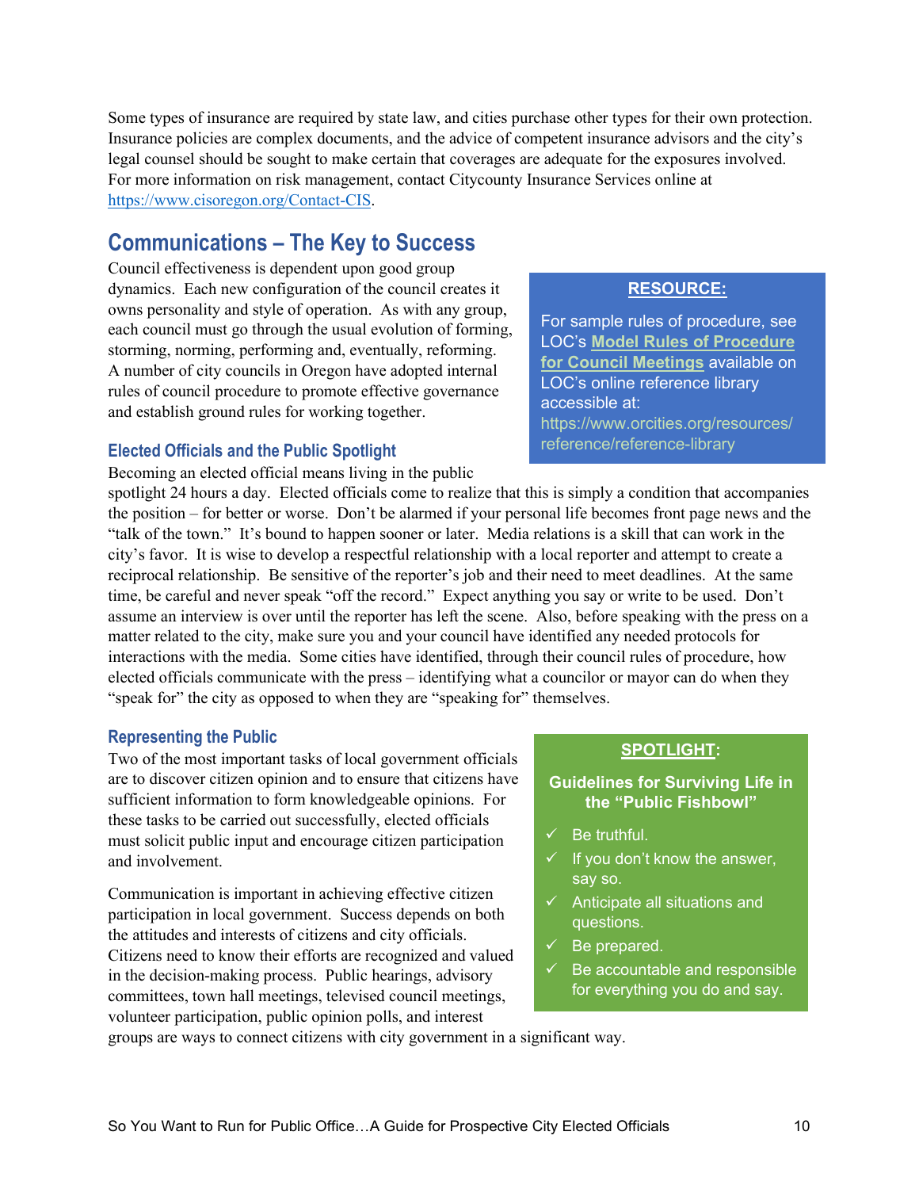Some types of insurance are required by state law, and cities purchase other types for their own protection. Insurance policies are complex documents, and the advice of competent insurance advisors and the city's legal counsel should be sought to make certain that coverages are adequate for the exposures involved. For more information on risk management, contact Citycounty Insurance Services online at https://www.cisoregon.org/Contact-CIS.

## Communications – The Key to Success

Council effectiveness is dependent upon good group dynamics. Each new configuration of the council creates it owns personality and style of operation. As with any group, each council must go through the usual evolution of forming, storming, norming, performing and, eventually, reforming. A number of city councils in Oregon have adopted internal rules of council procedure to promote effective governance and establish ground rules for working together.

> **RESOURCE:**
>
> For sample rules of procedure, see LOC's **Model Rules of Procedure for Council Meetings** available on LOC's online reference library accessible at: https://www.orcities.org/resources/reference/reference-library

### Elected Officials and the Public Spotlight

Becoming an elected official means living in the public spotlight 24 hours a day. Elected officials come to realize that this is simply a condition that accompanies the position – for better or worse. Don't be alarmed if your personal life becomes front page news and the "talk of the town." It's bound to happen sooner or later. Media relations is a skill that can work in the city's favor. It is wise to develop a respectful relationship with a local reporter and attempt to create a reciprocal relationship. Be sensitive of the reporter's job and their need to meet deadlines. At the same time, be careful and never speak "off the record." Expect anything you say or write to be used. Don't assume an interview is over until the reporter has left the scene. Also, before speaking with the press on a matter related to the city, make sure you and your council have identified any needed protocols for interactions with the media. Some cities have identified, through their council rules of procedure, how elected officials communicate with the press – identifying what a councilor or mayor can do when they "speak for" the city as opposed to when they are "speaking for" themselves.

### Representing the Public

Two of the most important tasks of local government officials are to discover citizen opinion and to ensure that citizens have sufficient information to form knowledgeable opinions. For these tasks to be carried out successfully, elected officials must solicit public input and encourage citizen participation and involvement.

Communication is important in achieving effective citizen participation in local government. Success depends on both the attitudes and interests of citizens and city officials. Citizens need to know their efforts are recognized and valued in the decision-making process. Public hearings, advisory committees, town hall meetings, televised council meetings, volunteer participation, public opinion polls, and interest groups are ways to connect citizens with city government in a significant way.

> **SPOTLIGHT:**
>
> **Guidelines for Surviving Life in the "Public Fishbowl"**
>
> - ✓ Be truthful.
> - ✓ If you don't know the answer, say so.
> - ✓ Anticipate all situations and questions.
> - ✓ Be prepared.
> - ✓ Be accountable and responsible for everything you do and say.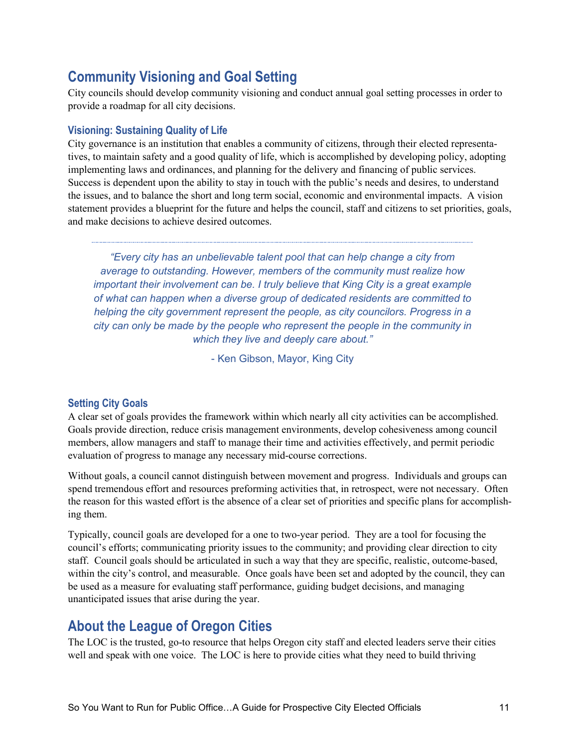## Community Visioning and Goal Setting

City councils should develop community visioning and conduct annual goal setting processes in order to provide a roadmap for all city decisions.

### Visioning: Sustaining Quality of Life

City governance is an institution that enables a community of citizens, through their elected representatives, to maintain safety and a good quality of life, which is accomplished by developing policy, adopting implementing laws and ordinances, and planning for the delivery and financing of public services. Success is dependent upon the ability to stay in touch with the public's needs and desires, to understand the issues, and to balance the short and long term social, economic and environmental impacts. A vision statement provides a blueprint for the future and helps the council, staff and citizens to set priorities, goals, and make decisions to achieve desired outcomes.

---

*"Every city has an unbelievable talent pool that can help change a city from average to outstanding. However, members of the community must realize how important their involvement can be. I truly believe that King City is a great example of what can happen when a diverse group of dedicated residents are committed to helping the city government represent the people, as city councilors. Progress in a city can only be made by the people who represent the people in the community in which they live and deeply care about."*

- Ken Gibson, Mayor, King City

### Setting City Goals

A clear set of goals provides the framework within which nearly all city activities can be accomplished. Goals provide direction, reduce crisis management environments, develop cohesiveness among council members, allow managers and staff to manage their time and activities effectively, and permit periodic evaluation of progress to manage any necessary mid-course corrections.

Without goals, a council cannot distinguish between movement and progress. Individuals and groups can spend tremendous effort and resources preforming activities that, in retrospect, were not necessary. Often the reason for this wasted effort is the absence of a clear set of priorities and specific plans for accomplishing them.

Typically, council goals are developed for a one to two-year period. They are a tool for focusing the council's efforts; communicating priority issues to the community; and providing clear direction to city staff. Council goals should be articulated in such a way that they are specific, realistic, outcome-based, within the city's control, and measurable. Once goals have been set and adopted by the council, they can be used as a measure for evaluating staff performance, guiding budget decisions, and managing unanticipated issues that arise during the year.

## About the League of Oregon Cities

The LOC is the trusted, go-to resource that helps Oregon city staff and elected leaders serve their cities well and speak with one voice. The LOC is here to provide cities what they need to build thriving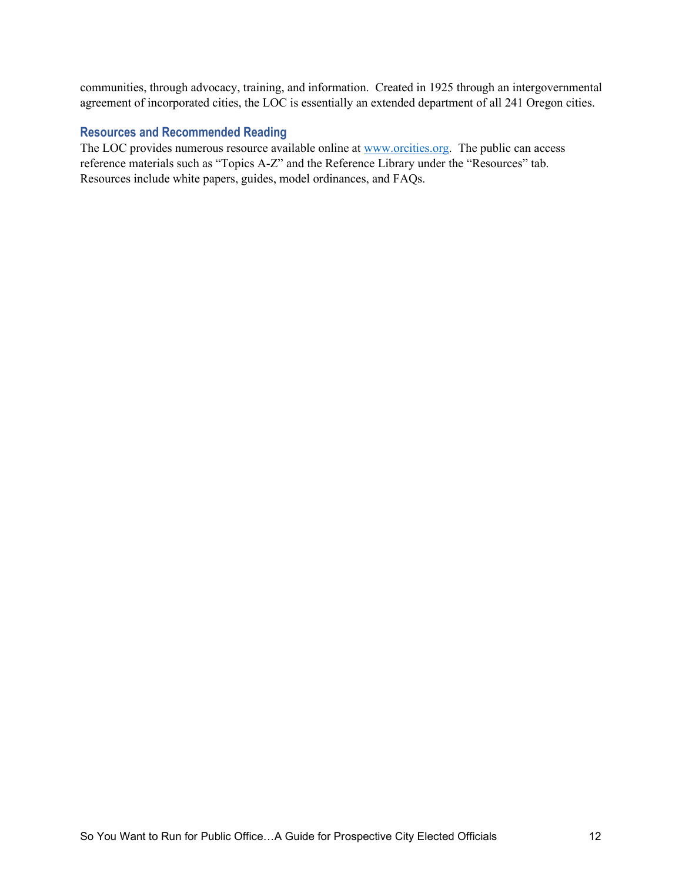communities, through advocacy, training, and information. Created in 1925 through an intergovernmental agreement of incorporated cities, the LOC is essentially an extended department of all 241 Oregon cities.

### Resources and Recommended Reading

The LOC provides numerous resource available online at www.orcities.org. The public can access reference materials such as "Topics A-Z" and the Reference Library under the "Resources" tab. Resources include white papers, guides, model ordinances, and FAQs.